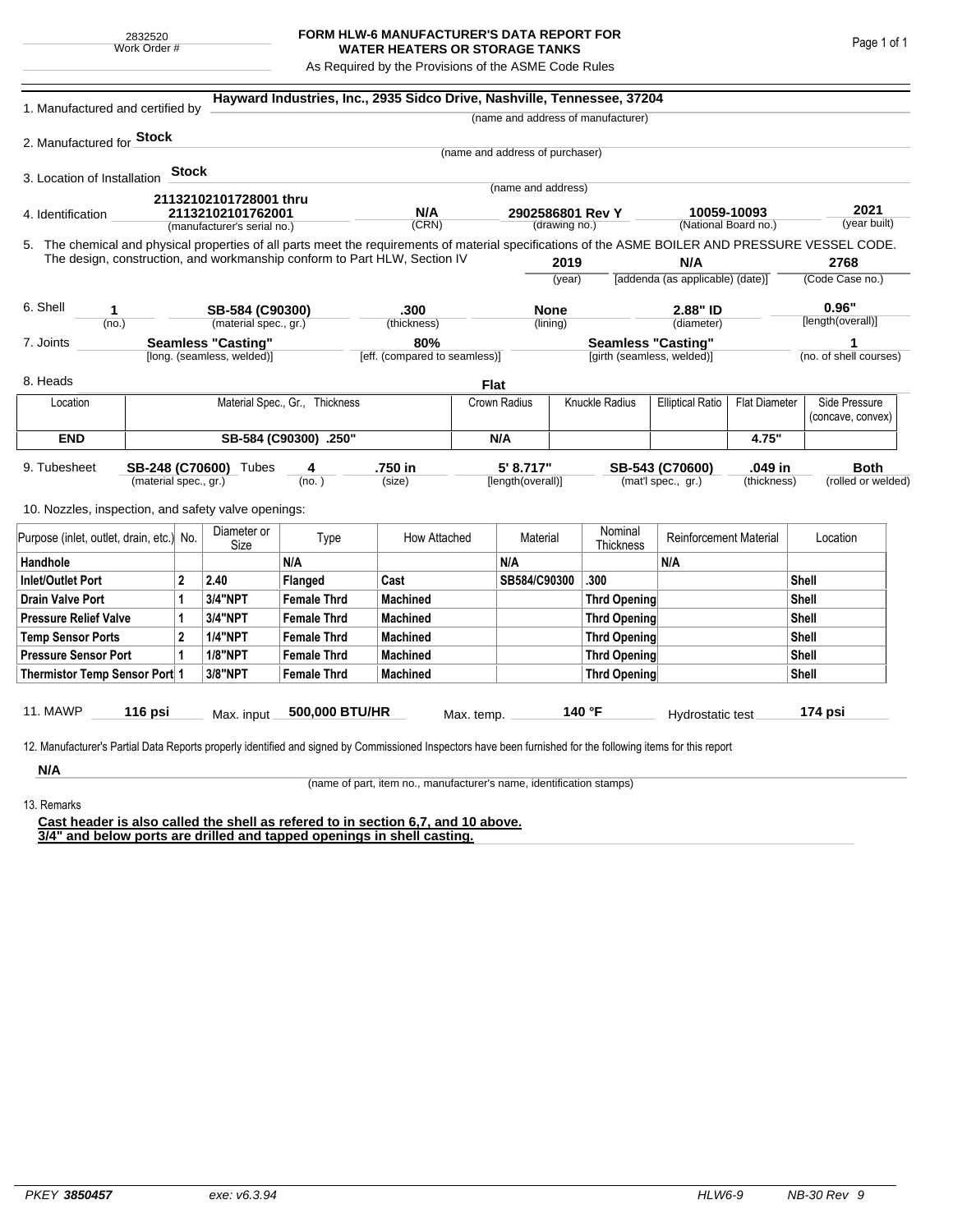2832520
Work Order #

# FORM HLW-6 MANUFACTURER'S DATA REPORT FOR WATER HEATERS OR STORAGE TANKS

As Required by the Provisions of the ASME Code Rules

1. Manufactured and certified by **Hayward Industries, Inc., 2935 Sidco Drive, Nashville, Tennessee, 37204**
(name and address of manufacturer)

2. Manufactured for **Stock**
(name and address of purchaser)

3. Location of Installation **Stock**
(name and address)

4. Identification **21132102101728001 thru 21132102101762001** (manufacturer's serial no.) | **N/A** (CRN) | **2902586801 Rev Y** (drawing no.) | **10059-10093** (National Board no.) | **2021** (year built)

5. The chemical and physical properties of all parts meet the requirements of material specifications of the ASME BOILER AND PRESSURE VESSEL CODE. The design, construction, and workmanship conform to Part HLW, Section IV **2019** (year) | **N/A** [addenda (as applicable) (date)] | **2768** (Code Case no.)

6. Shell **1** (no.) | **SB-584 (C90300)** (material spec., gr.) | **.300** (thickness) | **None** (lining) | **2.88" ID** (diameter) | **0.96"** [length(overall)]

7. Joints **Seamless "Casting"** [long. (seamless, welded)] | **80%** [eff. (compared to seamless)] | **Seamless "Casting"** [girth (seamless, welded)] | **1** (no. of shell courses)

8. Heads **Flat**

| Location | Material Spec., Gr., Thickness | Crown Radius | Knuckle Radius | Elliptical Ratio | Flat Diameter | Side Pressure (concave, convex) |
|---|---|---|---|---|---|---|
| **END** | **SB-584 (C90300) .250"** | **N/A** | | | **4.75"** | |

9. Tubesheet **SB-248 (C70600)** (material spec., gr.) Tubes **4** (no.) | **.750 in** (size) | **5' 8.717"** [length(overall)] | **SB-543 (C70600)** (mat'l spec., gr.) | **.049 in** (thickness) | **Both** (rolled or welded)

10. Nozzles, inspection, and safety valve openings:

| Purpose (inlet, outlet, drain, etc.) | No. | Diameter or Size | Type | How Attached | Material | Nominal Thickness | Reinforcement Material | Location |
|---|---|---|---|---|---|---|---|---|
| **Handhole** | | | **N/A** | | **N/A** | | **N/A** | |
| **Inlet/Outlet Port** | **2** | **2.40** | **Flanged** | **Cast** | **SB584/C90300** | **.300** | | **Shell** |
| **Drain Valve Port** | **1** | **3/4"NPT** | **Female Thrd** | **Machined** | | **Thrd Opening** | | **Shell** |
| **Pressure Relief Valve** | **1** | **3/4"NPT** | **Female Thrd** | **Machined** | | **Thrd Opening** | | **Shell** |
| **Temp Sensor Ports** | **2** | **1/4"NPT** | **Female Thrd** | **Machined** | | **Thrd Opening** | | **Shell** |
| **Pressure Sensor Port** | **1** | **1/8"NPT** | **Female Thrd** | **Machined** | | **Thrd Opening** | | **Shell** |
| **Thermistor Temp Sensor Port** | **1** | **3/8"NPT** | **Female Thrd** | **Machined** | | **Thrd Opening** | | **Shell** |

11. MAWP **116 psi** Max. input **500,000 BTU/HR** Max. temp. **140 °F** Hydrostatic test **174 psi**

12. Manufacturer's Partial Data Reports properly identified and signed by Commissioned Inspectors have been furnished for the following items for this report

**N/A**
(name of part, item no., manufacturer's name, identification stamps)

13. Remarks

**Cast header is also called the shell as refered to in section 6,7, and 10 above.**
**3/4" and below ports are drilled and tapped openings in shell casting.**

PKEY *3850457* exe: v6.3.94 HLW6-9 NB-30 Rev 9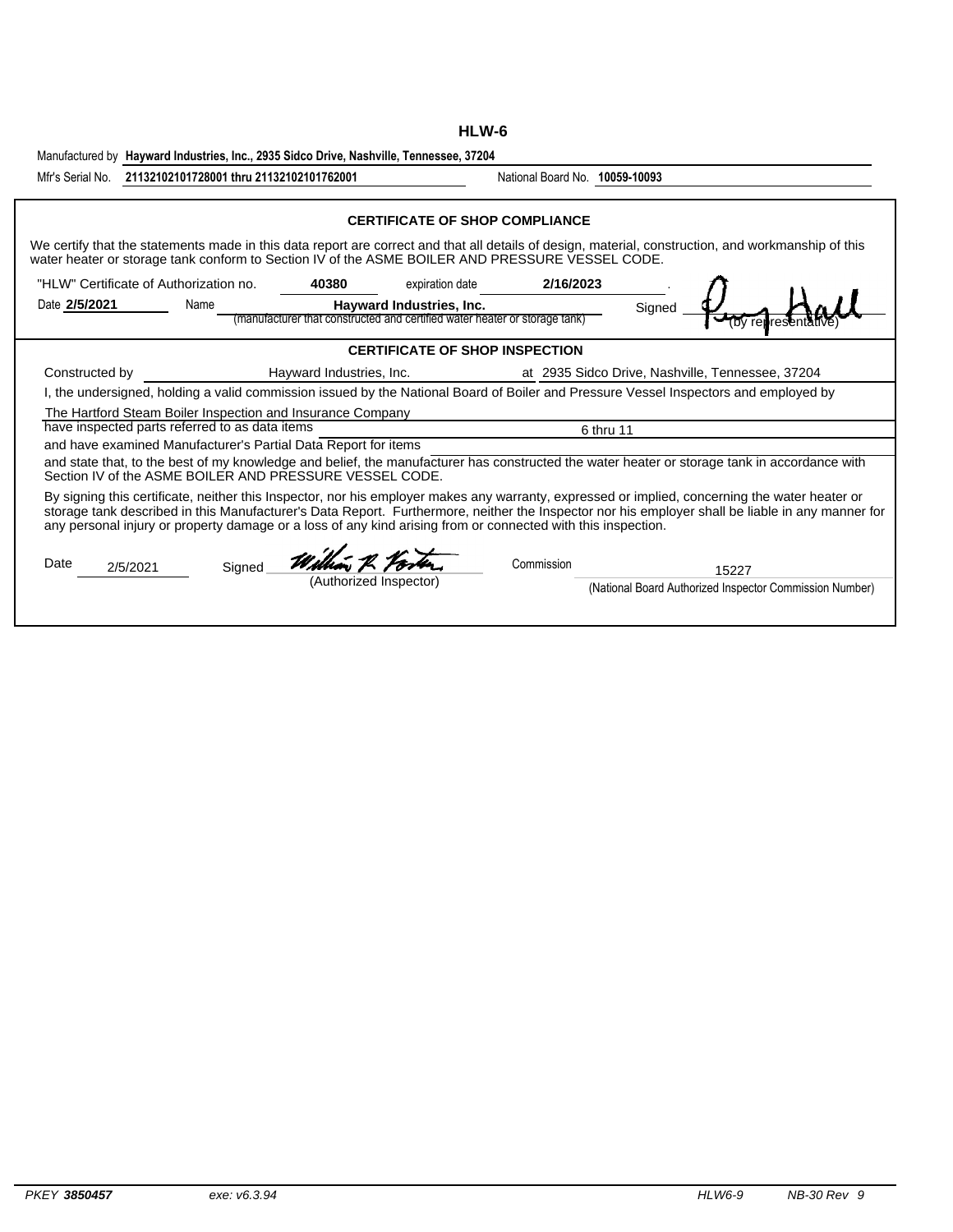# HLW-6

Manufactured by **Hayward Industries, Inc., 2935 Sidco Drive, Nashville, Tennessee, 37204**

Mfr's Serial No. **21132102101728001 thru 21132102101762001** National Board No. **10059-10093**

## CERTIFICATE OF SHOP COMPLIANCE

We certify that the statements made in this data report are correct and that all details of design, material, construction, and workmanship of this water heater or storage tank conform to Section IV of the ASME BOILER AND PRESSURE VESSEL CODE.

"HLW" Certificate of Authorization no. **40380** expiration date **2/16/2023**

Date **2/5/2021** Name **Hayward Industries, Inc.** Signed (signature) (by representative)

(manufacturer that constructed and certified water heater or storage tank)

## CERTIFICATE OF SHOP INSPECTION

Constructed by Hayward Industries, Inc. at 2935 Sidco Drive, Nashville, Tennessee, 37204

I, the undersigned, holding a valid commission issued by the National Board of Boiler and Pressure Vessel Inspectors and employed by The Hartford Steam Boiler Inspection and Insurance Company

have inspected parts referred to as data items 6 thru 11

and have examined Manufacturer's Partial Data Report for items

and state that, to the best of my knowledge and belief, the manufacturer has constructed the water heater or storage tank in accordance with Section IV of the ASME BOILER AND PRESSURE VESSEL CODE.

By signing this certificate, neither this Inspector, nor his employer makes any warranty, expressed or implied, concerning the water heater or storage tank described in this Manufacturer's Data Report. Furthermore, neither the Inspector nor his employer shall be liable in any manner for any personal injury or property damage or a loss of any kind arising from or connected with this inspection.

Date 2/5/2021 Signed (signature) (Authorized Inspector) Commission 15227 (National Board Authorized Inspector Commission Number)

*PKEY* ***3850457*** *exe: v6.3.94* *HLW6-9* *NB-30 Rev 9*